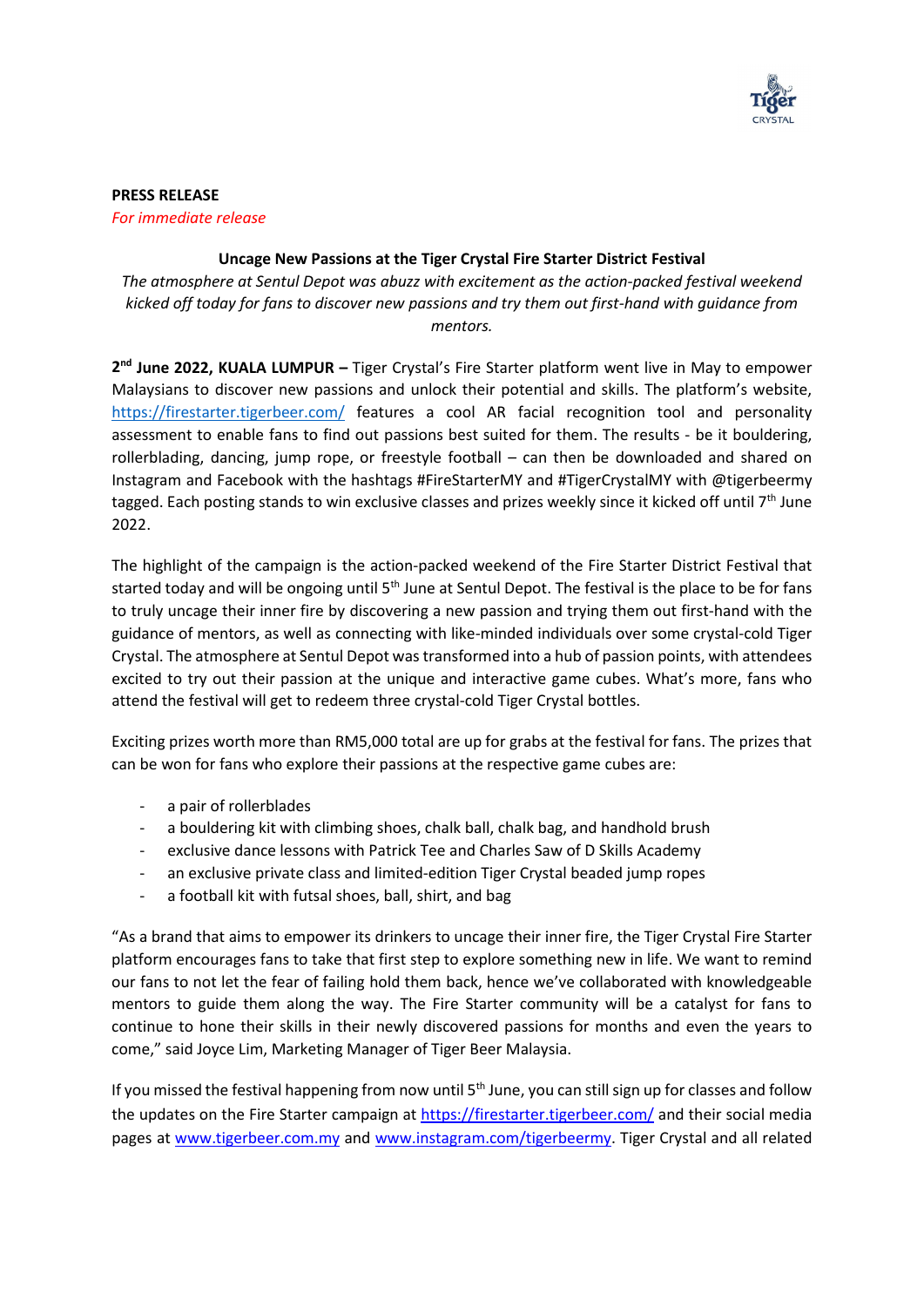**PRESS RELEASE**
*For immediate release*

**Uncage New Passions at the Tiger Crystal Fire Starter District Festival**

*The atmosphere at Sentul Depot was abuzz with excitement as the action-packed festival weekend kicked off today for fans to discover new passions and try them out first-hand with guidance from mentors.*

**2nd June 2022, KUALA LUMPUR –** Tiger Crystal's Fire Starter platform went live in May to empower Malaysians to discover new passions and unlock their potential and skills. The platform's website, https://firestarter.tigerbeer.com/ features a cool AR facial recognition tool and personality assessment to enable fans to find out passions best suited for them. The results - be it bouldering, rollerblading, dancing, jump rope, or freestyle football – can then be downloaded and shared on Instagram and Facebook with the hashtags #FireStarterMY and #TigerCrystalMY with @tigerbeermy tagged. Each posting stands to win exclusive classes and prizes weekly since it kicked off until 7th June 2022.

The highlight of the campaign is the action-packed weekend of the Fire Starter District Festival that started today and will be ongoing until 5th June at Sentul Depot. The festival is the place to be for fans to truly uncage their inner fire by discovering a new passion and trying them out first-hand with the guidance of mentors, as well as connecting with like-minded individuals over some crystal-cold Tiger Crystal. The atmosphere at Sentul Depot was transformed into a hub of passion points, with attendees excited to try out their passion at the unique and interactive game cubes. What's more, fans who attend the festival will get to redeem three crystal-cold Tiger Crystal bottles.

Exciting prizes worth more than RM5,000 total are up for grabs at the festival for fans. The prizes that can be won for fans who explore their passions at the respective game cubes are:

- a pair of rollerblades
- a bouldering kit with climbing shoes, chalk ball, chalk bag, and handhold brush
- exclusive dance lessons with Patrick Tee and Charles Saw of D Skills Academy
- an exclusive private class and limited-edition Tiger Crystal beaded jump ropes
- a football kit with futsal shoes, ball, shirt, and bag

"As a brand that aims to empower its drinkers to uncage their inner fire, the Tiger Crystal Fire Starter platform encourages fans to take that first step to explore something new in life. We want to remind our fans to not let the fear of failing hold them back, hence we've collaborated with knowledgeable mentors to guide them along the way. The Fire Starter community will be a catalyst for fans to continue to hone their skills in their newly discovered passions for months and even the years to come," said Joyce Lim, Marketing Manager of Tiger Beer Malaysia.

If you missed the festival happening from now until 5th June, you can still sign up for classes and follow the updates on the Fire Starter campaign at https://firestarter.tigerbeer.com/ and their social media pages at www.tigerbeer.com.my and www.instagram.com/tigerbeermy. Tiger Crystal and all related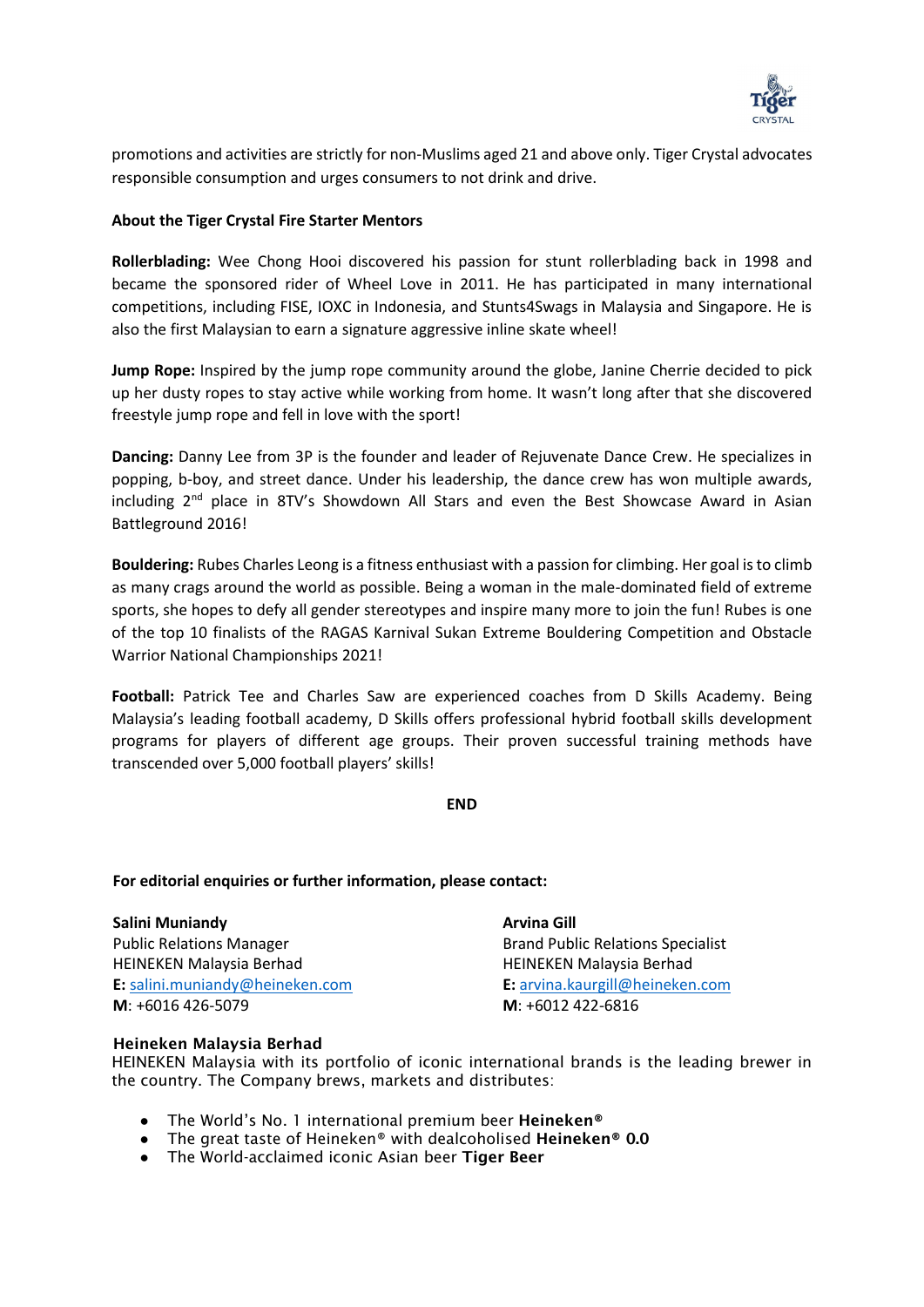promotions and activities are strictly for non-Muslims aged 21 and above only. Tiger Crystal advocates responsible consumption and urges consumers to not drink and drive.

**About the Tiger Crystal Fire Starter Mentors**

**Rollerblading:** Wee Chong Hooi discovered his passion for stunt rollerblading back in 1998 and became the sponsored rider of Wheel Love in 2011. He has participated in many international competitions, including FISE, IOXC in Indonesia, and Stunts4Swags in Malaysia and Singapore. He is also the first Malaysian to earn a signature aggressive inline skate wheel!

**Jump Rope:** Inspired by the jump rope community around the globe, Janine Cherrie decided to pick up her dusty ropes to stay active while working from home. It wasn't long after that she discovered freestyle jump rope and fell in love with the sport!

**Dancing:** Danny Lee from 3P is the founder and leader of Rejuvenate Dance Crew. He specializes in popping, b-boy, and street dance. Under his leadership, the dance crew has won multiple awards, including 2nd place in 8TV's Showdown All Stars and even the Best Showcase Award in Asian Battleground 2016!

**Bouldering:** Rubes Charles Leong is a fitness enthusiast with a passion for climbing. Her goal is to climb as many crags around the world as possible. Being a woman in the male-dominated field of extreme sports, she hopes to defy all gender stereotypes and inspire many more to join the fun! Rubes is one of the top 10 finalists of the RAGAS Karnival Sukan Extreme Bouldering Competition and Obstacle Warrior National Championships 2021!

**Football:** Patrick Tee and Charles Saw are experienced coaches from D Skills Academy. Being Malaysia's leading football academy, D Skills offers professional hybrid football skills development programs for players of different age groups. Their proven successful training methods have transcended over 5,000 football players' skills!

**END**

**For editorial enquiries or further information, please contact:**

**Salini Muniandy**
Public Relations Manager
HEINEKEN Malaysia Berhad
**E:** salini.muniandy@heineken.com
**M**: +6016 426-5079

**Arvina Gill**
Brand Public Relations Specialist
HEINEKEN Malaysia Berhad
**E:** arvina.kaurgill@heineken.com
**M**: +6012 422-6816

**Heineken Malaysia Berhad**
HEINEKEN Malaysia with its portfolio of iconic international brands is the leading brewer in the country. The Company brews, markets and distributes:

- The World's No. 1 international premium beer **Heineken®**
- The great taste of Heineken® with dealcoholised **Heineken® 0.0**
- The World-acclaimed iconic Asian beer **Tiger Beer**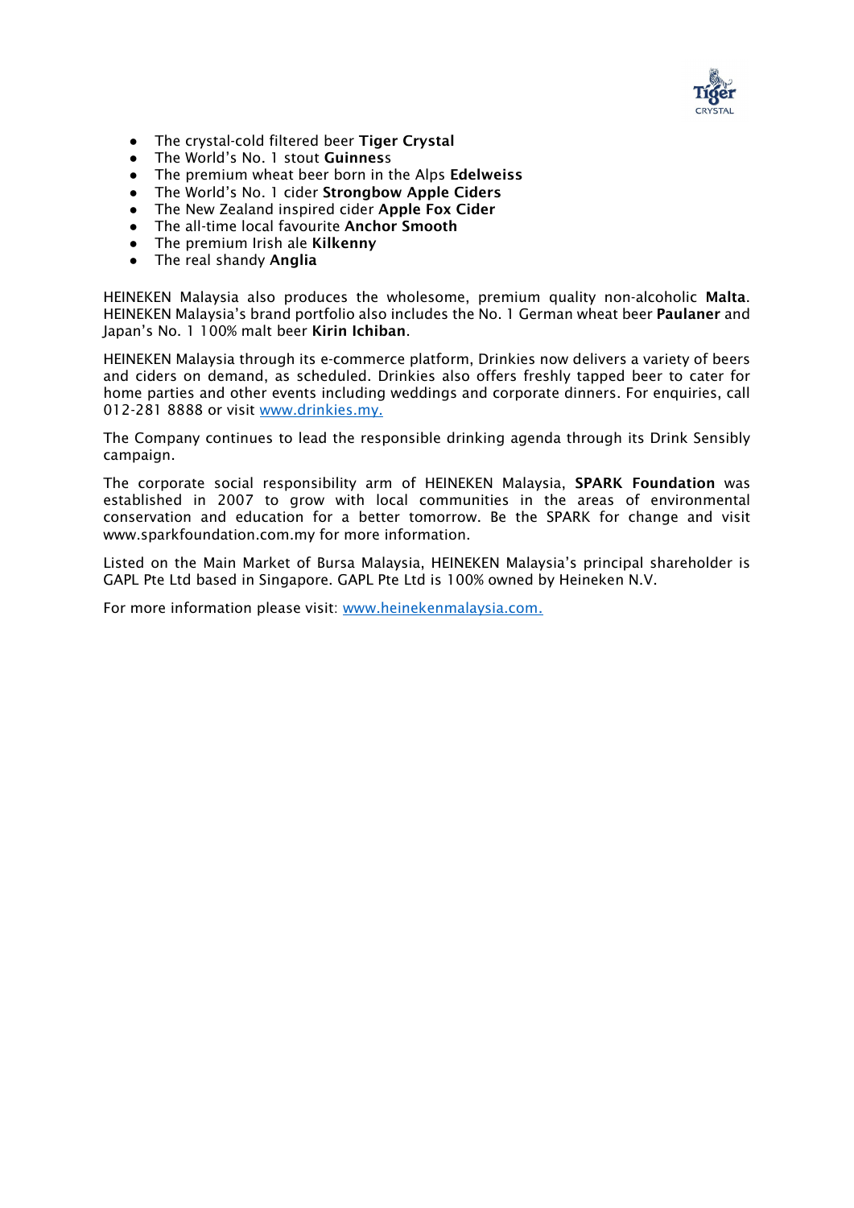- The crystal-cold filtered beer **Tiger Crystal**
- The World's No. 1 stout **Guinness**
- The premium wheat beer born in the Alps **Edelweiss**
- The World's No. 1 cider **Strongbow Apple Ciders**
- The New Zealand inspired cider **Apple Fox Cider**
- The all-time local favourite **Anchor Smooth**
- The premium Irish ale **Kilkenny**
- The real shandy **Anglia**

HEINEKEN Malaysia also produces the wholesome, premium quality non-alcoholic **Malta**. HEINEKEN Malaysia's brand portfolio also includes the No. 1 German wheat beer **Paulaner** and Japan's No. 1 100% malt beer **Kirin Ichiban**.

HEINEKEN Malaysia through its e-commerce platform, Drinkies now delivers a variety of beers and ciders on demand, as scheduled. Drinkies also offers freshly tapped beer to cater for home parties and other events including weddings and corporate dinners. For enquiries, call 012-281 8888 or visit [www.drinkies.my.](http://www.drinkies.my)

The Company continues to lead the responsible drinking agenda through its Drink Sensibly campaign.

The corporate social responsibility arm of HEINEKEN Malaysia, **SPARK Foundation** was established in 2007 to grow with local communities in the areas of environmental conservation and education for a better tomorrow. Be the SPARK for change and visit www.sparkfoundation.com.my for more information.

Listed on the Main Market of Bursa Malaysia, HEINEKEN Malaysia's principal shareholder is GAPL Pte Ltd based in Singapore. GAPL Pte Ltd is 100% owned by Heineken N.V.

For more information please visit: [www.heinekenmalaysia.com.](http://www.heinekenmalaysia.com)